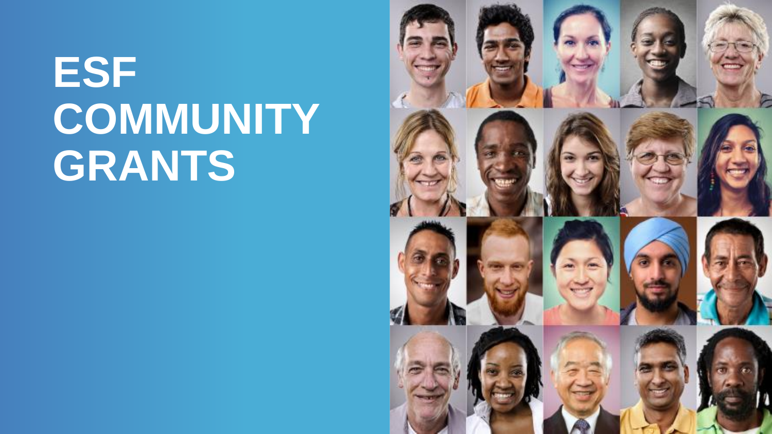# ESF COMMUNITY GRANTS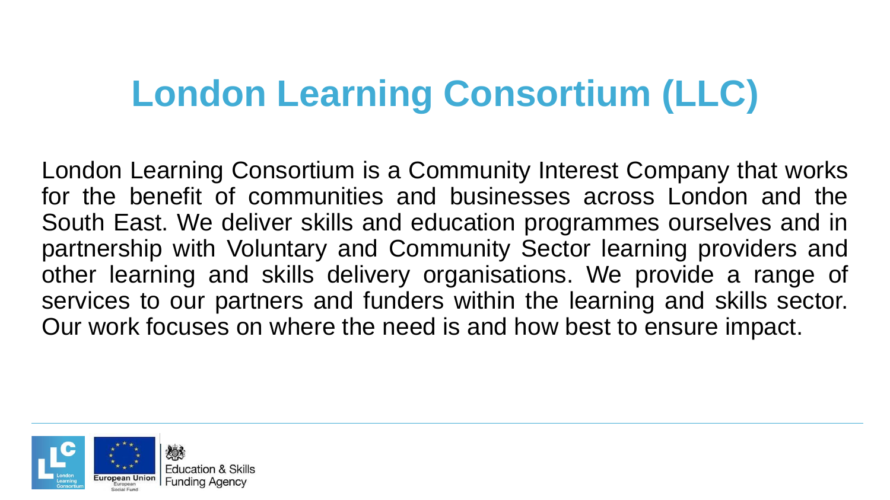# London Learning Consortium (LLC)

London Learning Consortium is a Community Interest Company that works for the benefit of communities and businesses across London and the South East. We deliver skills and education programmes ourselves and in partnership with Voluntary and Community Sector learning providers and other learning and skills delivery organisations. We provide a range of services to our partners and funders within the learning and skills sector. Our work focuses on where the need is and how best to ensure impact.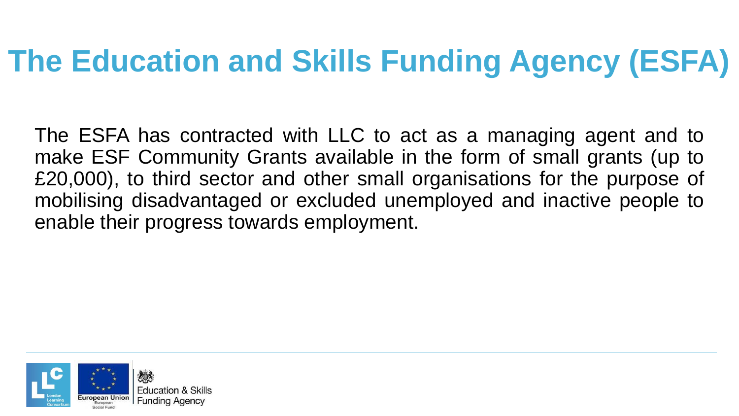# The Education and Skills Funding Agency (ESFA)

The ESFA has contracted with LLC to act as a managing agent and to make ESF Community Grants available in the form of small grants (up to £20,000), to third sector and other small organisations for the purpose of mobilising disadvantaged or excluded unemployed and inactive people to enable their progress towards employment.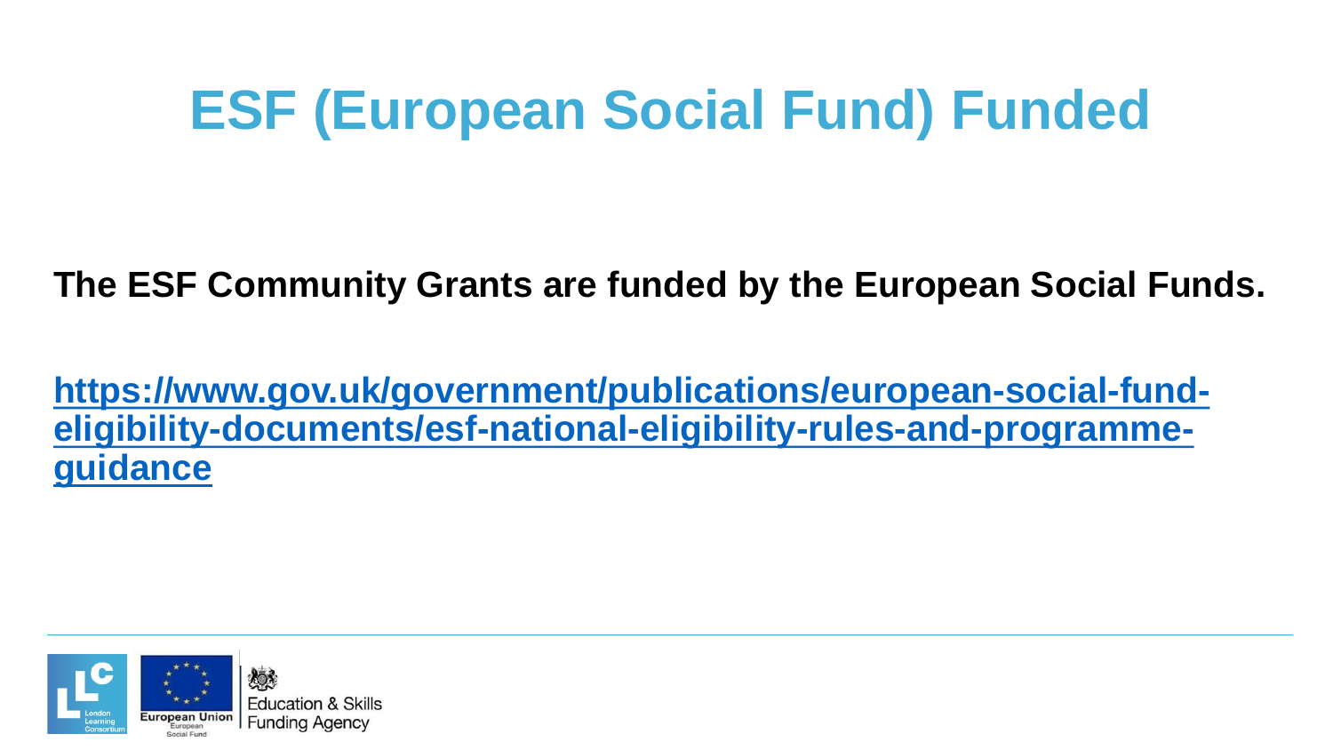# ESF (European Social Fund) Funded

**The ESF Community Grants are funded by the European Social Funds.**

**https://www.gov.uk/government/publications/european-social-fund-eligibility-documents/esf-national-eligibility-rules-and-programme-guidance**

London Learning Consortium

European Union European Social Fund

Education & Skills Funding Agency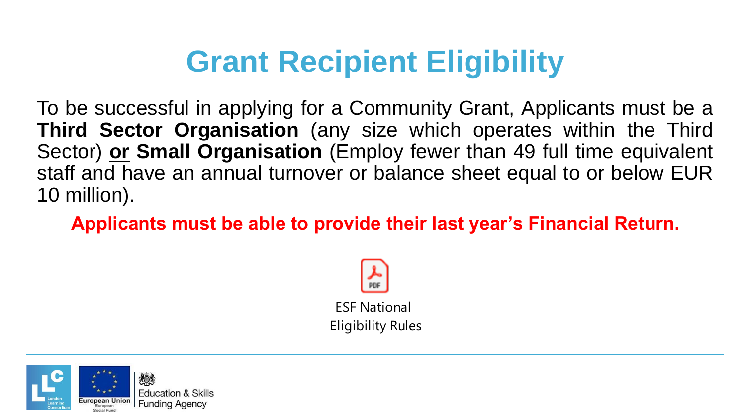# Grant Recipient Eligibility

To be successful in applying for a Community Grant, Applicants must be a **Third Sector Organisation** (any size which operates within the Third Sector) **or** **Small Organisation** (Employ fewer than 49 full time equivalent staff and have an annual turnover or balance sheet equal to or below EUR 10 million).

**Applicants must be able to provide their last year's Financial Return.**

ESF National Eligibility Rules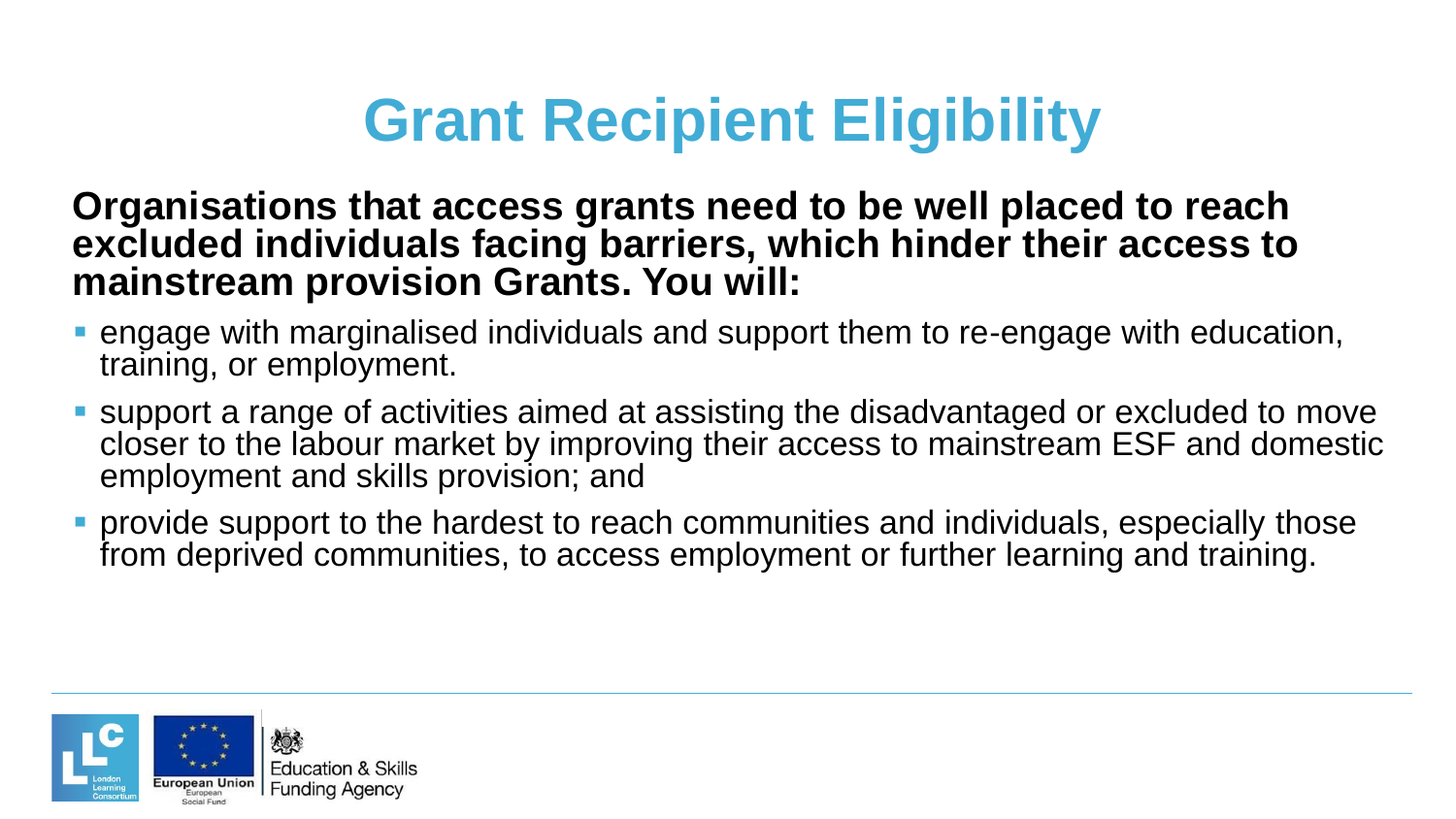# Grant Recipient Eligibility

**Organisations that access grants need to be well placed to reach excluded individuals facing barriers, which hinder their access to mainstream provision Grants. You will:**

- engage with marginalised individuals and support them to re-engage with education, training, or employment.
- support a range of activities aimed at assisting the disadvantaged or excluded to move closer to the labour market by improving their access to mainstream ESF and domestic employment and skills provision; and
- provide support to the hardest to reach communities and individuals, especially those from deprived communities, to access employment or further learning and training.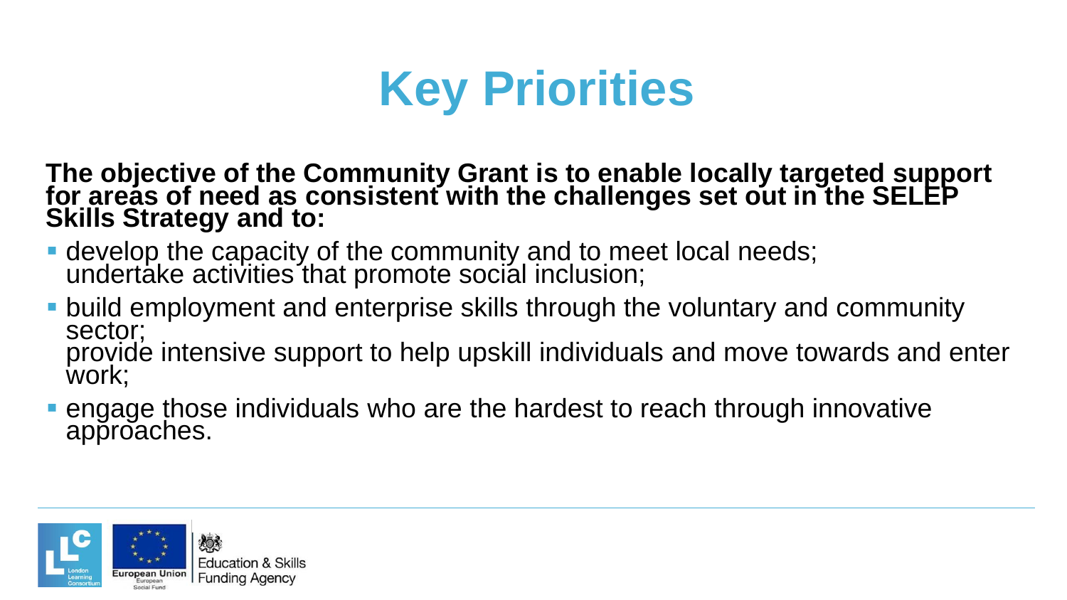# Key Priorities

**The objective of the Community Grant is to enable locally targeted support for areas of need as consistent with the challenges set out in the SELEP Skills Strategy and to:**

- develop the capacity of the community and to meet local needs; undertake activities that promote social inclusion;
- build employment and enterprise skills through the voluntary and community sector; provide intensive support to help upskill individuals and move towards and enter work;
- engage those individuals who are the hardest to reach through innovative approaches.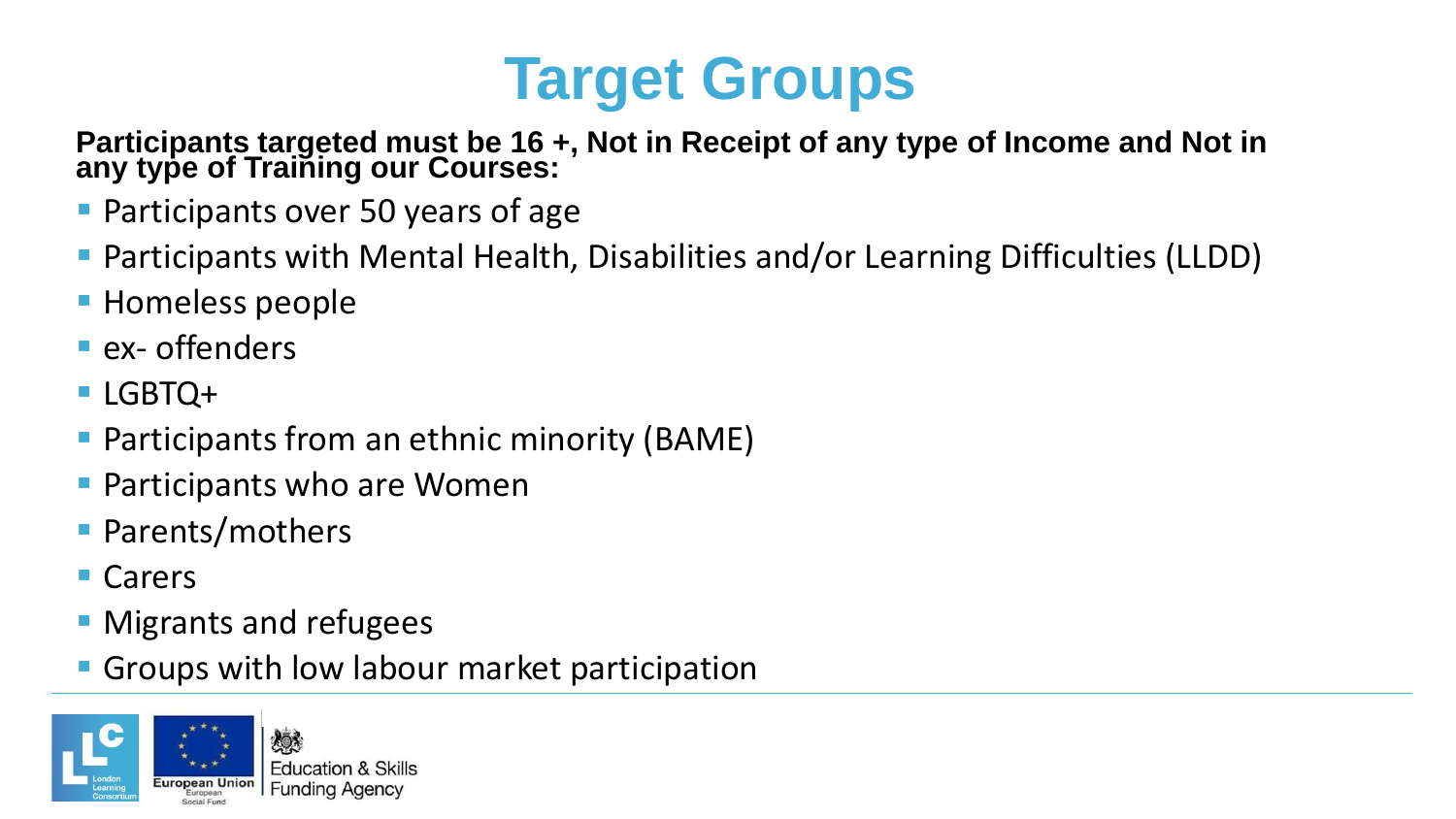# Target Groups

**Participants targeted must be 16 +, Not in Receipt of any type of Income and Not in any type of Training our Courses:**

- Participants over 50 years of age
- Participants with Mental Health, Disabilities and/or Learning Difficulties (LLDD)
- Homeless people
- ex- offenders
- LGBTQ+
- Participants from an ethnic minority (BAME)
- Participants who are Women
- Parents/mothers
- Carers
- Migrants and refugees
- Groups with low labour market participation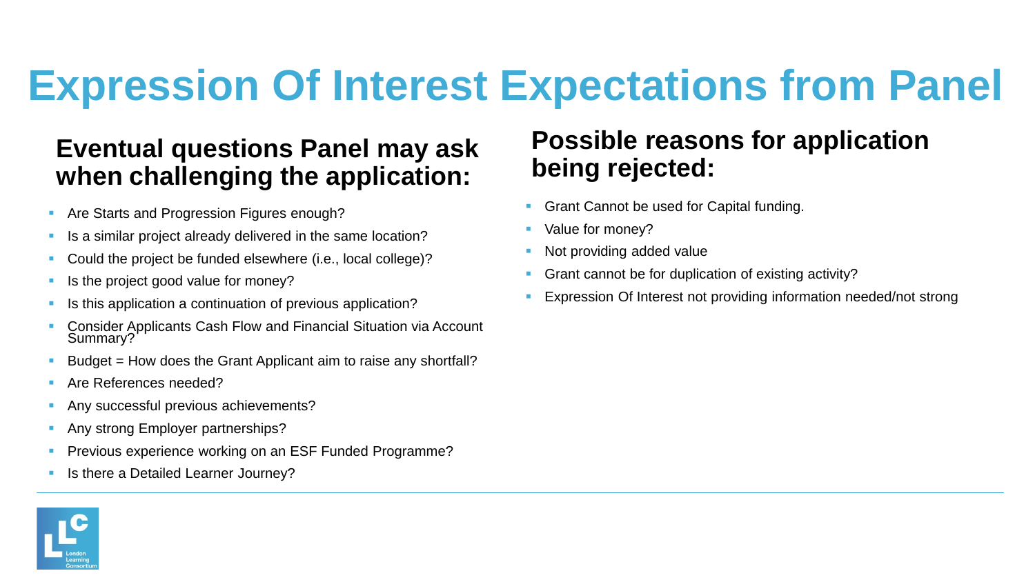# Expression Of Interest Expectations from Panel

## Eventual questions Panel may ask when challenging the application:

- Are Starts and Progression Figures enough?
- Is a similar project already delivered in the same location?
- Could the project be funded elsewhere (i.e., local college)?
- Is the project good value for money?
- Is this application a continuation of previous application?
- Consider Applicants Cash Flow and Financial Situation via Account Summary?
- Budget = How does the Grant Applicant aim to raise any shortfall?
- Are References needed?
- Any successful previous achievements?
- Any strong Employer partnerships?
- Previous experience working on an ESF Funded Programme?
- Is there a Detailed Learner Journey?

## Possible reasons for application being rejected:

- Grant Cannot be used for Capital funding.
- Value for money?
- Not providing added value
- Grant cannot be for duplication of existing activity?
- Expression Of Interest not providing information needed/not strong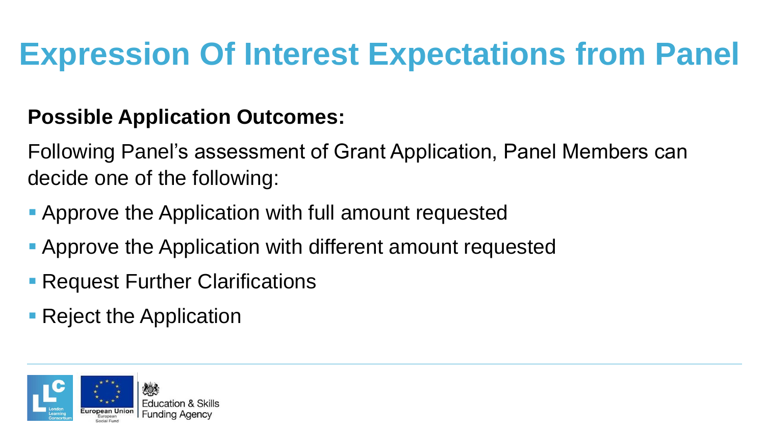# Expression Of Interest Expectations from Panel

**Possible Application Outcomes:**

Following Panel's assessment of Grant Application, Panel Members can decide one of the following:

- Approve the Application with full amount requested
- Approve the Application with different amount requested
- Request Further Clarifications
- Reject the Application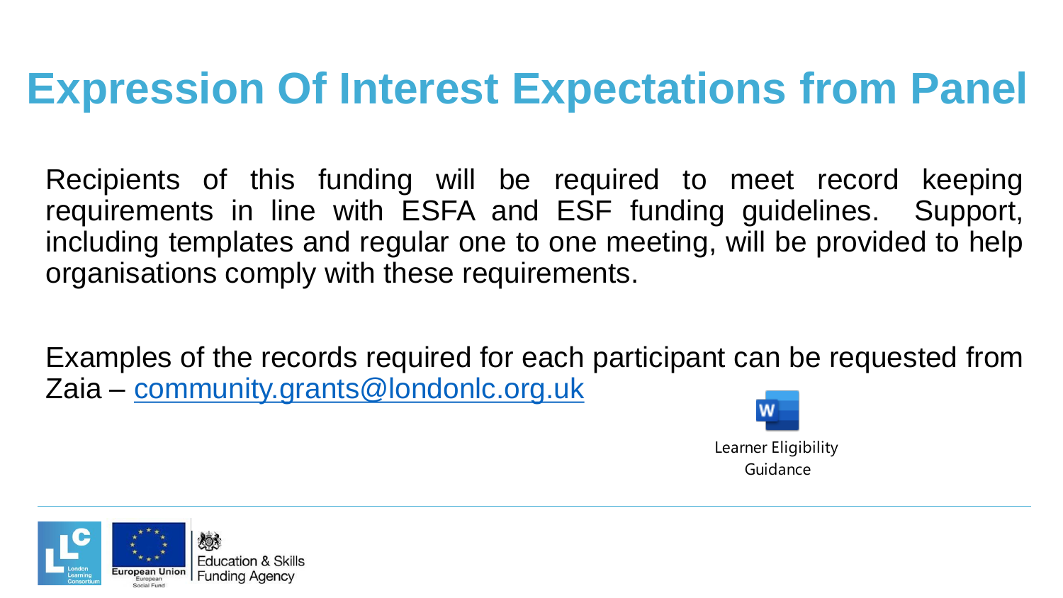# Expression Of Interest Expectations from Panel

Recipients of this funding will be required to meet record keeping requirements in line with ESFA and ESF funding guidelines. Support, including templates and regular one to one meeting, will be provided to help organisations comply with these requirements.

Examples of the records required for each participant can be requested from Zaia – [community.grants@londonlc.org.uk](mailto:community.grants@londonlc.org.uk)

Learner Eligibility Guidance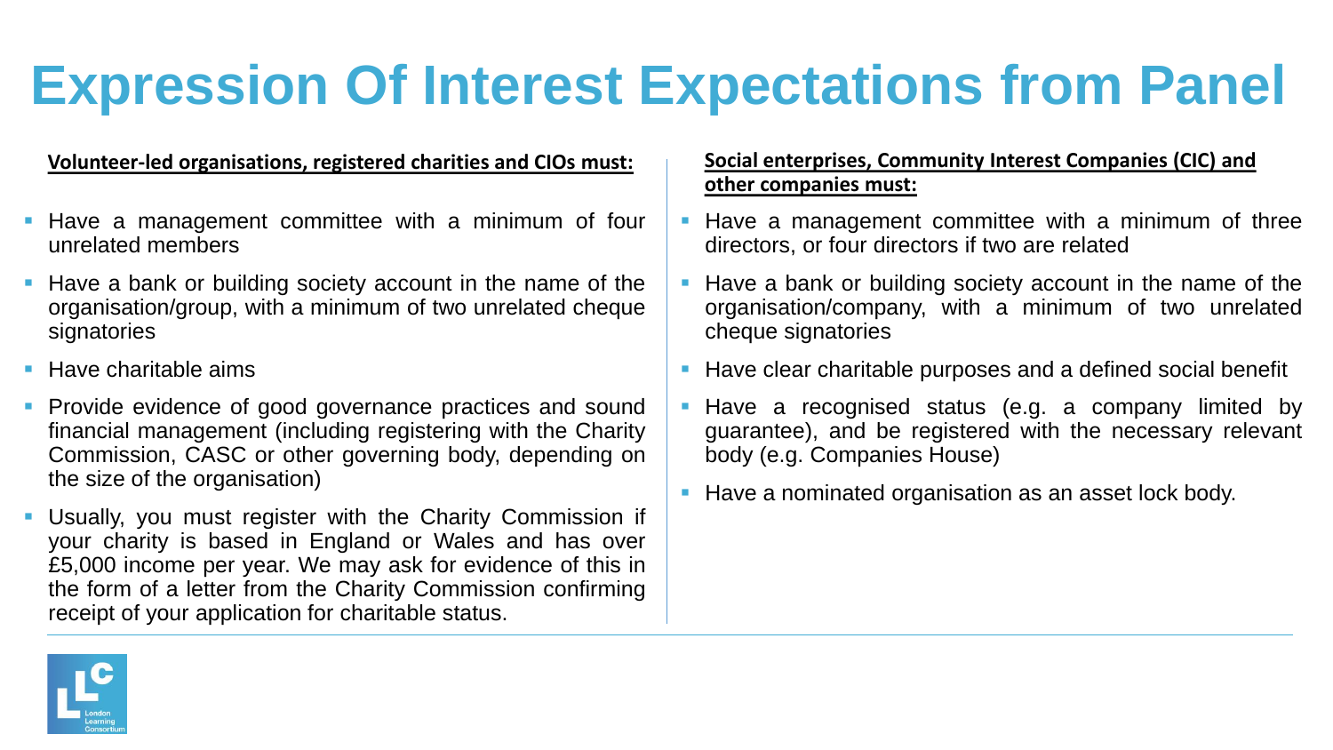# Expression Of Interest Expectations from Panel

**Volunteer-led organisations, registered charities and CIOs must:**

- Have a management committee with a minimum of four unrelated members
- Have a bank or building society account in the name of the organisation/group, with a minimum of two unrelated cheque signatories
- Have charitable aims
- Provide evidence of good governance practices and sound financial management (including registering with the Charity Commission, CASC or other governing body, depending on the size of the organisation)
- Usually, you must register with the Charity Commission if your charity is based in England or Wales and has over £5,000 income per year. We may ask for evidence of this in the form of a letter from the Charity Commission confirming receipt of your application for charitable status.

**Social enterprises, Community Interest Companies (CIC) and other companies must:**

- Have a management committee with a minimum of three directors, or four directors if two are related
- Have a bank or building society account in the name of the organisation/company, with a minimum of two unrelated cheque signatories
- Have clear charitable purposes and a defined social benefit
- Have a recognised status (e.g. a company limited by guarantee), and be registered with the necessary relevant body (e.g. Companies House)
- Have a nominated organisation as an asset lock body.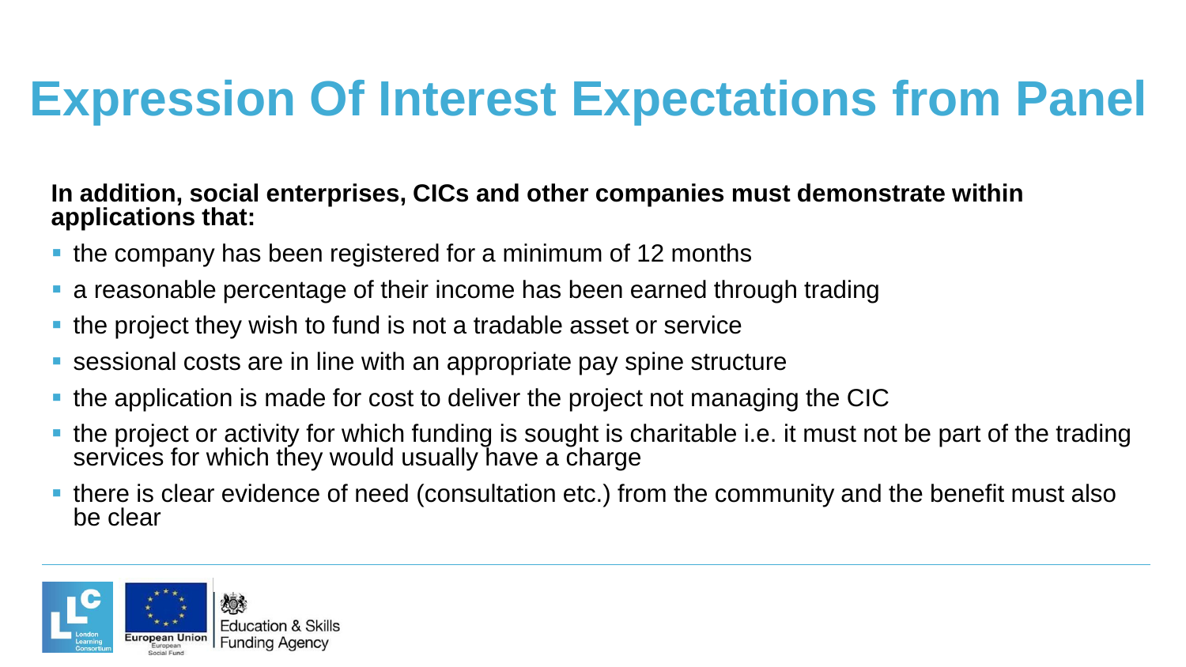# Expression Of Interest Expectations from Panel

**In addition, social enterprises, CICs and other companies must demonstrate within applications that:**

- the company has been registered for a minimum of 12 months
- a reasonable percentage of their income has been earned through trading
- the project they wish to fund is not a tradable asset or service
- sessional costs are in line with an appropriate pay spine structure
- the application is made for cost to deliver the project not managing the CIC
- the project or activity for which funding is sought is charitable i.e. it must not be part of the trading services for which they would usually have a charge
- there is clear evidence of need (consultation etc.) from the community and the benefit must also be clear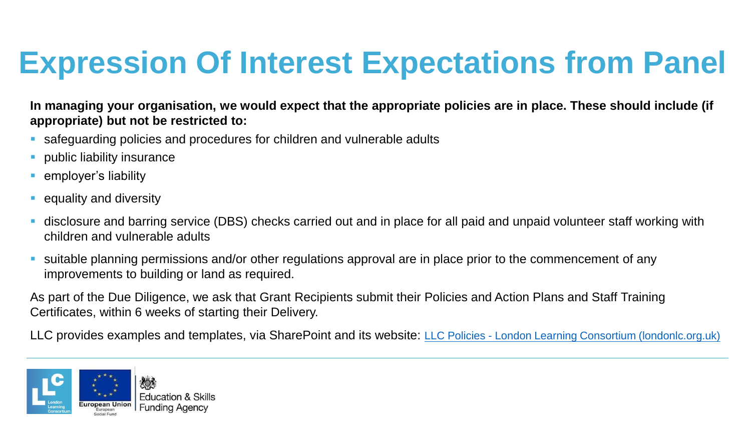# Expression Of Interest Expectations from Panel

**In managing your organisation, we would expect that the appropriate policies are in place. These should include (if appropriate) but not be restricted to:**

- safeguarding policies and procedures for children and vulnerable adults
- public liability insurance
- employer's liability
- equality and diversity
- disclosure and barring service (DBS) checks carried out and in place for all paid and unpaid volunteer staff working with children and vulnerable adults
- suitable planning permissions and/or other regulations approval are in place prior to the commencement of any improvements to building or land as required.

As part of the Due Diligence, we ask that Grant Recipients submit their Policies and Action Plans and Staff Training Certificates, within 6 weeks of starting their Delivery.

LLC provides examples and templates, via SharePoint and its website: LLC Policies - London Learning Consortium (londonlc.org.uk)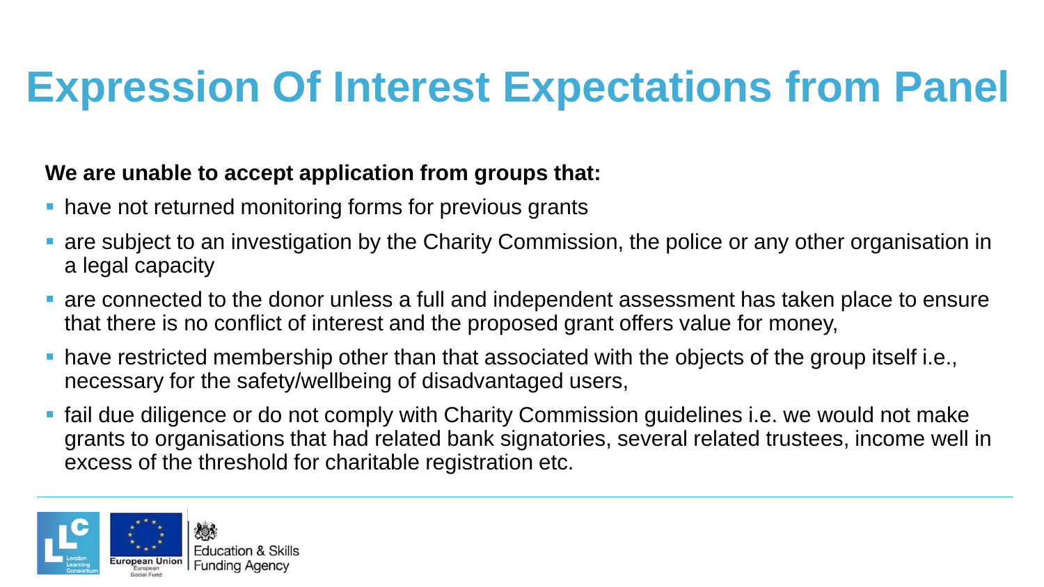# Expression Of Interest Expectations from Panel

**We are unable to accept application from groups that:**

- have not returned monitoring forms for previous grants
- are subject to an investigation by the Charity Commission, the police or any other organisation in a legal capacity
- are connected to the donor unless a full and independent assessment has taken place to ensure that there is no conflict of interest and the proposed grant offers value for money,
- have restricted membership other than that associated with the objects of the group itself i.e., necessary for the safety/wellbeing of disadvantaged users,
- fail due diligence or do not comply with Charity Commission guidelines i.e. we would not make grants to organisations that had related bank signatories, several related trustees, income well in excess of the threshold for charitable registration etc.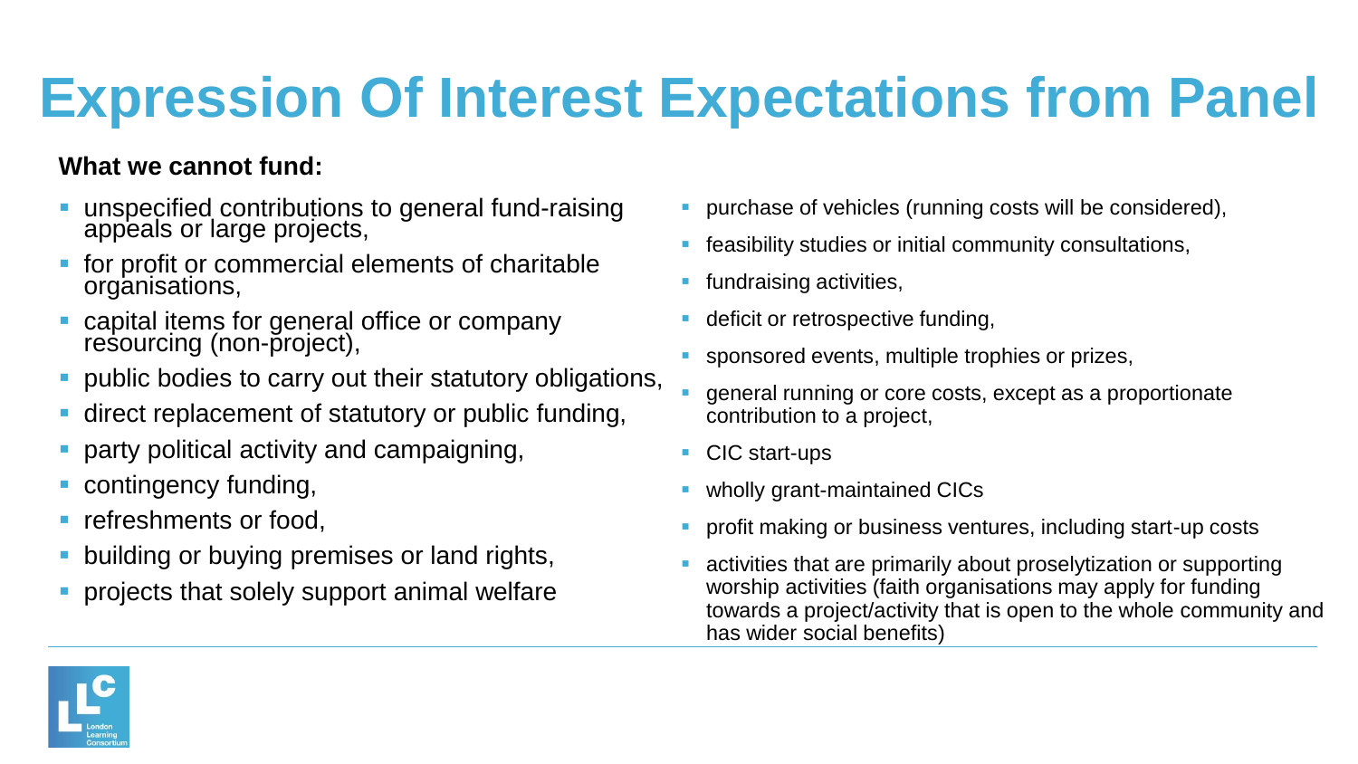# Expression Of Interest Expectations from Panel

**What we cannot fund:**

- unspecified contributions to general fund-raising appeals or large projects,
- for profit or commercial elements of charitable organisations,
- capital items for general office or company resourcing (non-project),
- public bodies to carry out their statutory obligations,
- direct replacement of statutory or public funding,
- party political activity and campaigning,
- contingency funding,
- refreshments or food,
- building or buying premises or land rights,
- projects that solely support animal welfare
- purchase of vehicles (running costs will be considered),
- feasibility studies or initial community consultations,
- fundraising activities,
- deficit or retrospective funding,
- sponsored events, multiple trophies or prizes,
- general running or core costs, except as a proportionate contribution to a project,
- CIC start-ups
- wholly grant-maintained CICs
- profit making or business ventures, including start-up costs
- activities that are primarily about proselytization or supporting worship activities (faith organisations may apply for funding towards a project/activity that is open to the whole community and has wider social benefits)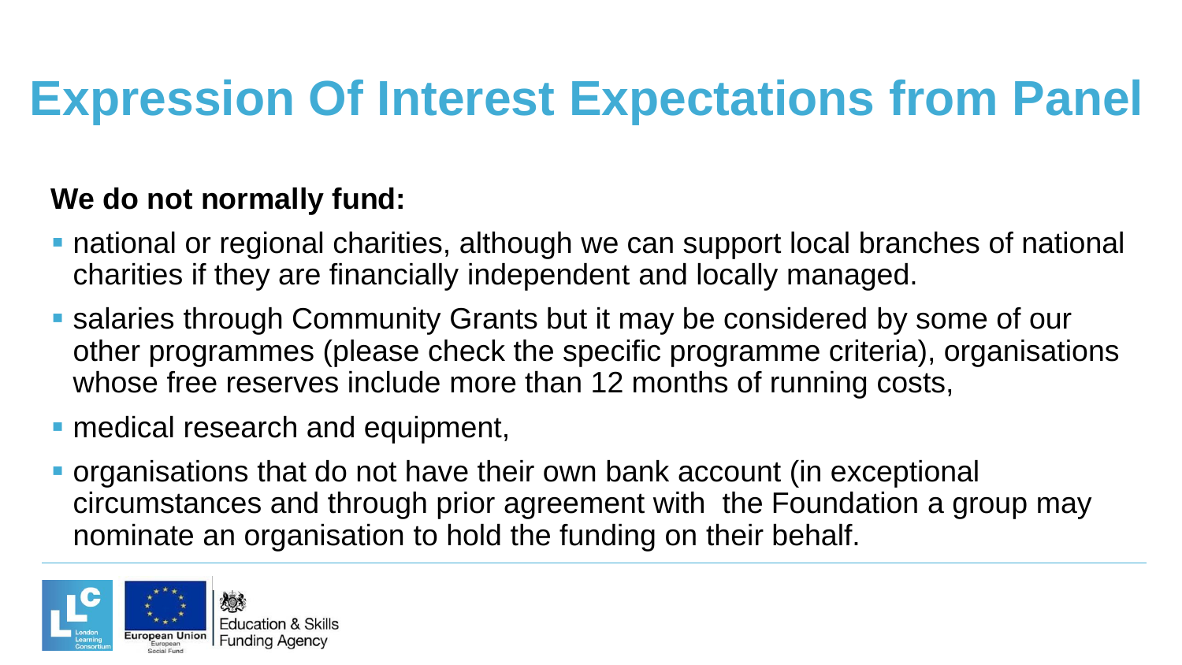# Expression Of Interest Expectations from Panel

**We do not normally fund:**

- national or regional charities, although we can support local branches of national charities if they are financially independent and locally managed.
- salaries through Community Grants but it may be considered by some of our other programmes (please check the specific programme criteria), organisations whose free reserves include more than 12 months of running costs,
- medical research and equipment,
- organisations that do not have their own bank account (in exceptional circumstances and through prior agreement with the Foundation a group may nominate an organisation to hold the funding on their behalf.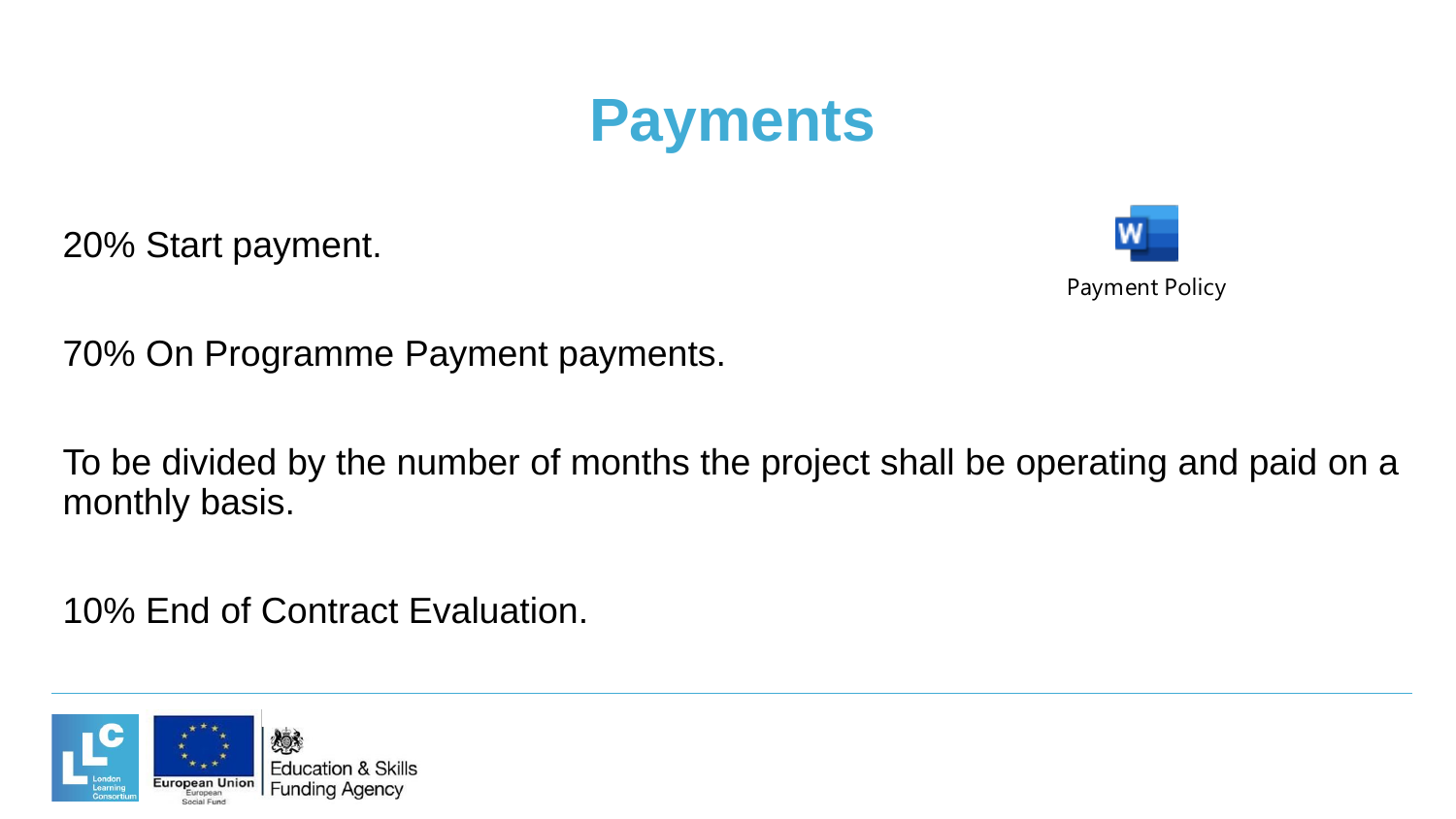# Payments

20% Start payment.

Payment Policy

70% On Programme Payment payments.

To be divided by the number of months the project shall be operating and paid on a monthly basis.

10% End of Contract Evaluation.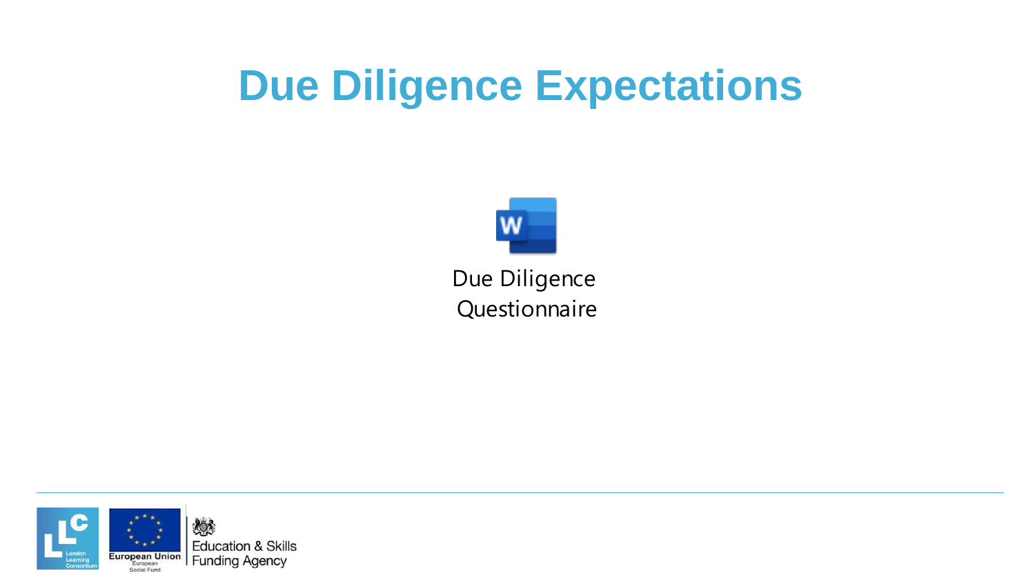# Due Diligence Expectations

Due Diligence Questionnaire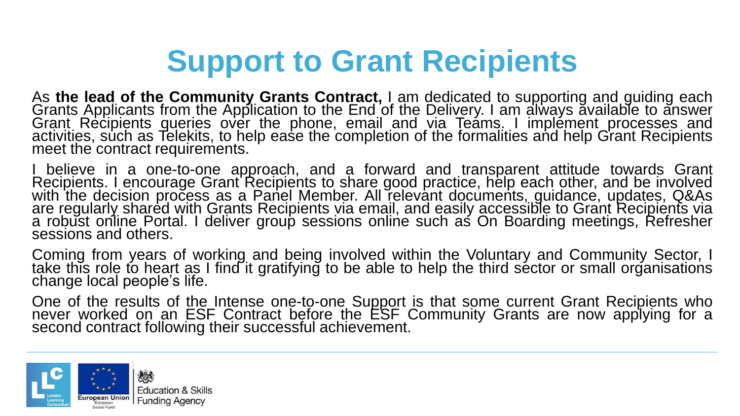# Support to Grant Recipients

As **the lead of the Community Grants Contract,** I am dedicated to supporting and guiding each Grants Applicants from the Application to the End of the Delivery. I am always available to answer Grant Recipients queries over the phone, email and via Teams. I implement processes and activities, such as Telekits, to help ease the completion of the formalities and help Grant Recipients meet the contract requirements.

I believe in a one-to-one approach, and a forward and transparent attitude towards Grant Recipients. I encourage Grant Recipients to share good practice, help each other, and be involved with the decision process as a Panel Member. All relevant documents, guidance, updates, Q&As are regularly shared with Grants Recipients via email, and easily accessible to Grant Recipients via a robust online Portal. I deliver group sessions online such as On Boarding meetings, Refresher sessions and others.

Coming from years of working and being involved within the Voluntary and Community Sector, I take this role to heart as I find it gratifying to be able to help the third sector or small organisations change local people's life.

One of the results of the Intense one-to-one Support is that some current Grant Recipients who never worked on an ESF Contract before the ESF Community Grants are now applying for a second contract following their successful achievement.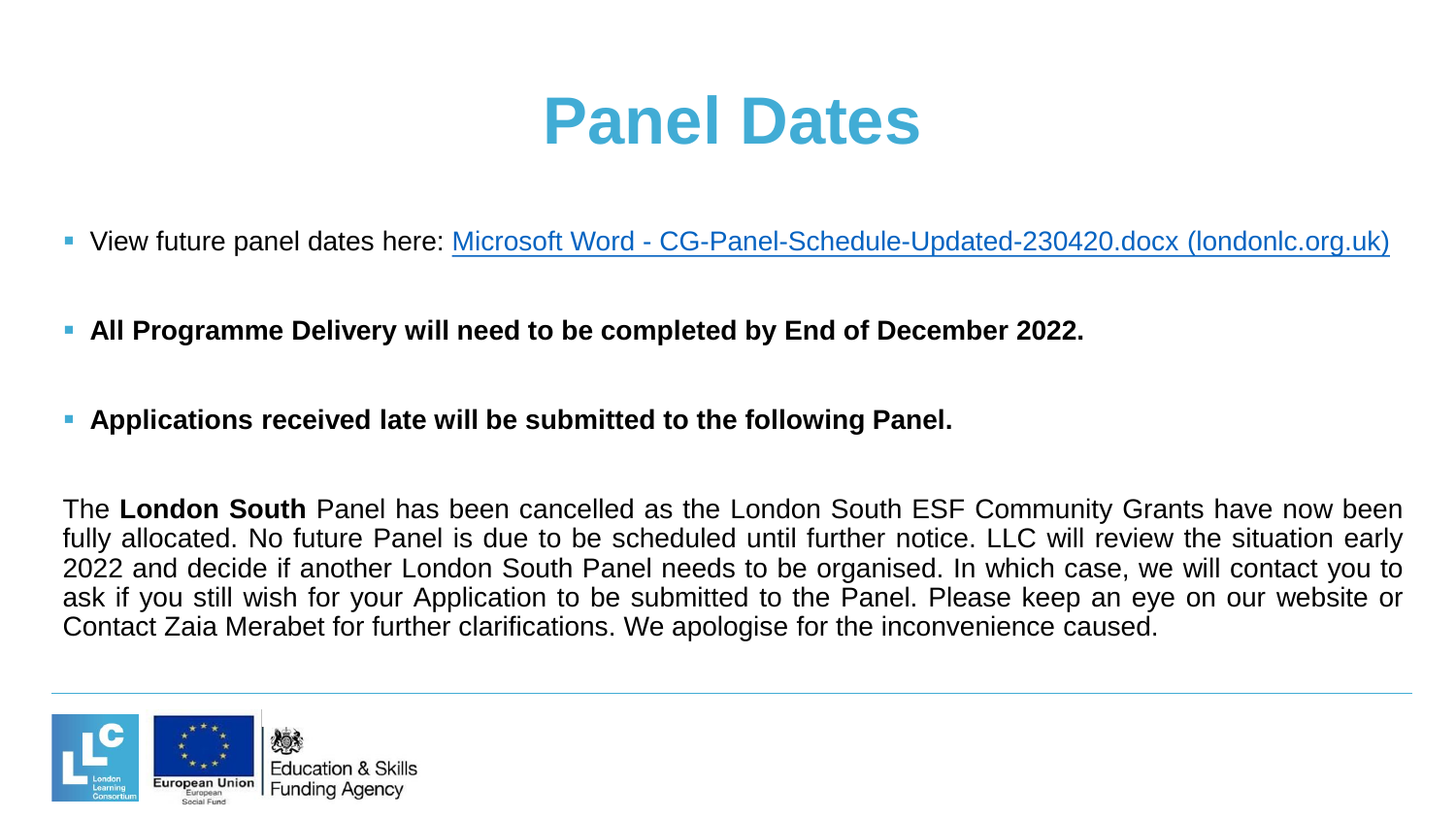# Panel Dates

- View future panel dates here: [Microsoft Word - CG-Panel-Schedule-Updated-230420.docx (londonlc.org.uk)]()

- **All Programme Delivery will need to be completed by End of December 2022.**

- **Applications received late will be submitted to the following Panel.**

The **London South** Panel has been cancelled as the London South ESF Community Grants have now been fully allocated. No future Panel is due to be scheduled until further notice. LLC will review the situation early 2022 and decide if another London South Panel needs to be organised. In which case, we will contact you to ask if you still wish for your Application to be submitted to the Panel. Please keep an eye on our website or Contact Zaia Merabet for further clarifications. We apologise for the inconvenience caused.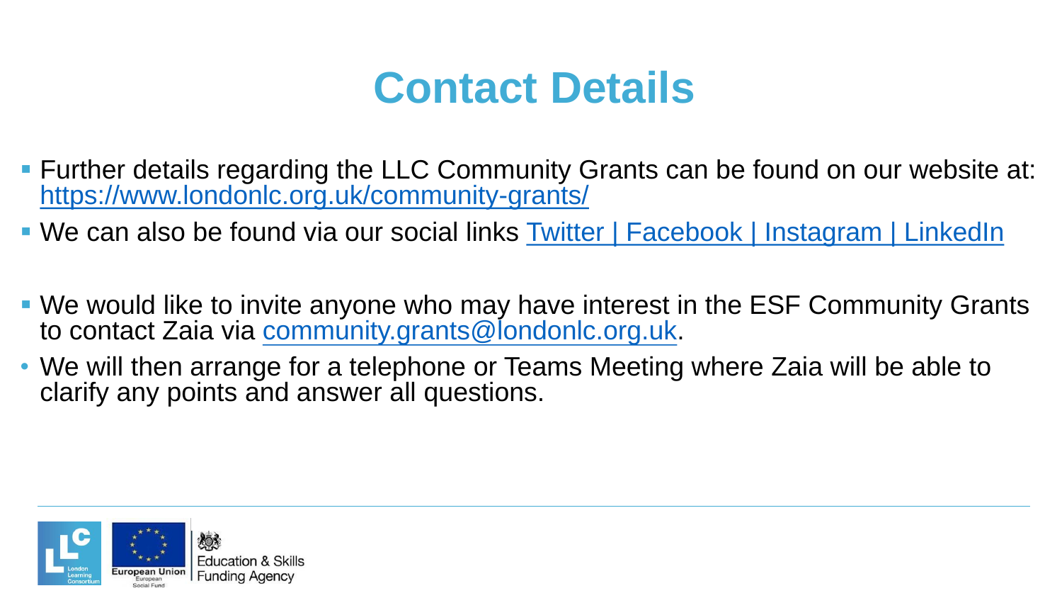# Contact Details

- Further details regarding the LLC Community Grants can be found on our website at: [https://www.londonlc.org.uk/community-grants/](https://www.londonlc.org.uk/community-grants/)
- We can also be found via our social links Twitter | Facebook | Instagram | LinkedIn

- We would like to invite anyone who may have interest in the ESF Community Grants to contact Zaia via community.grants@londonlc.org.uk.
- We will then arrange for a telephone or Teams Meeting where Zaia will be able to clarify any points and answer all questions.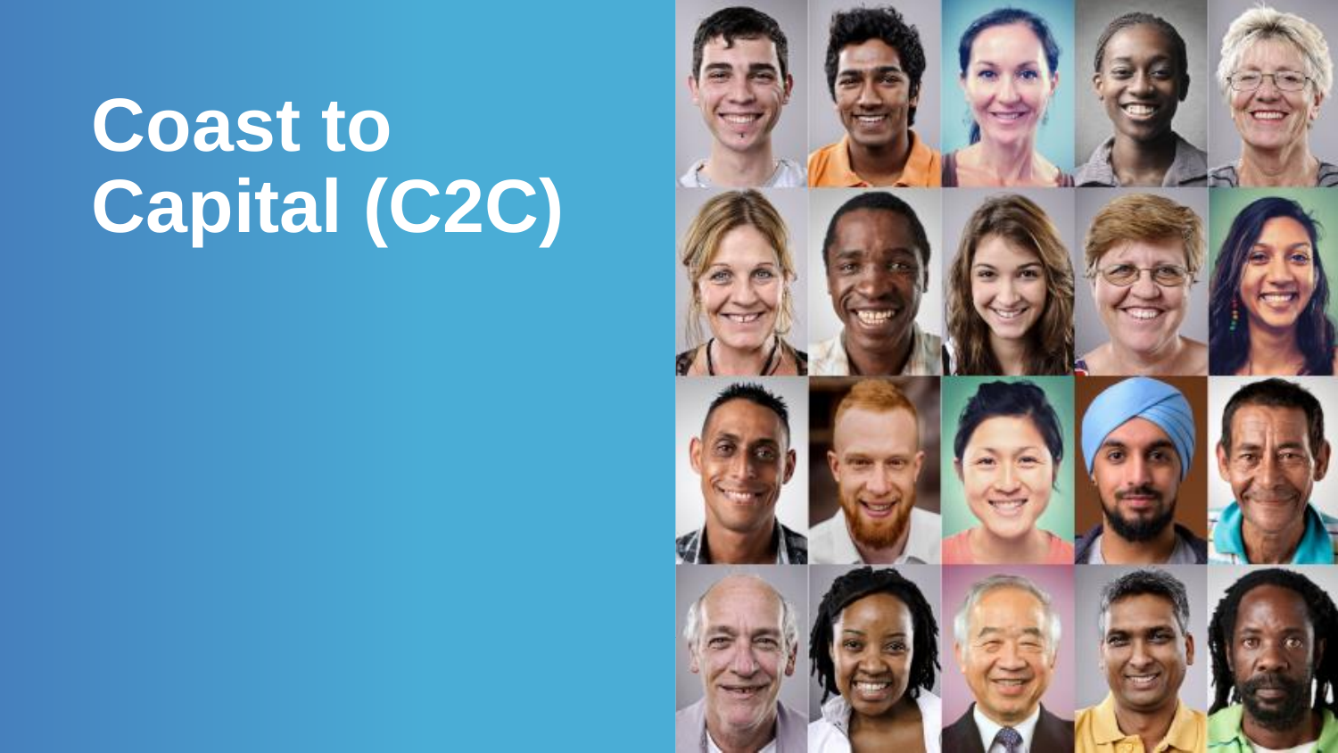# Coast to Capital (C2C)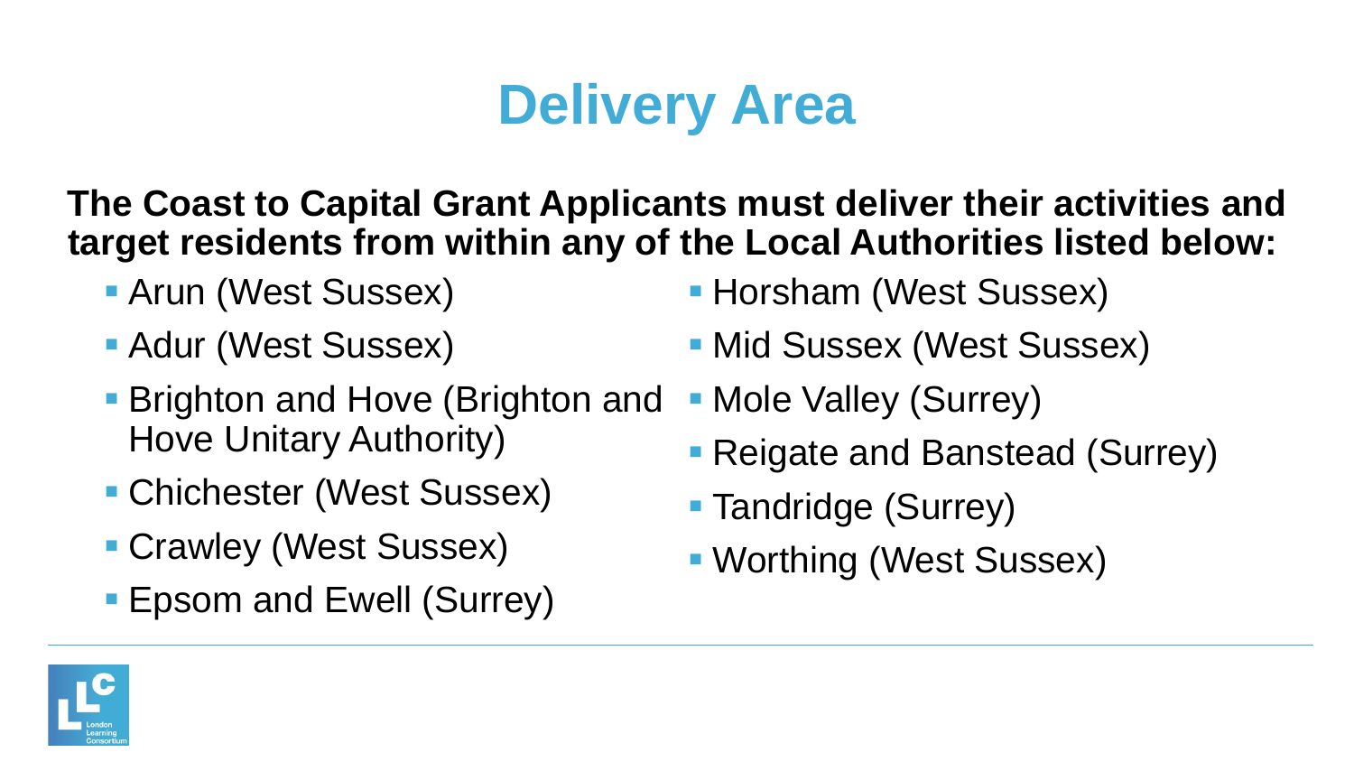# Delivery Area

**The Coast to Capital Grant Applicants must deliver their activities and target residents from within any of the Local Authorities listed below:**

- Arun (West Sussex)
- Adur (West Sussex)
- Brighton and Hove (Brighton and Hove Unitary Authority)
- Chichester (West Sussex)
- Crawley (West Sussex)
- Epsom and Ewell (Surrey)
- Horsham (West Sussex)
- Mid Sussex (West Sussex)
- Mole Valley (Surrey)
- Reigate and Banstead (Surrey)
- Tandridge (Surrey)
- Worthing (West Sussex)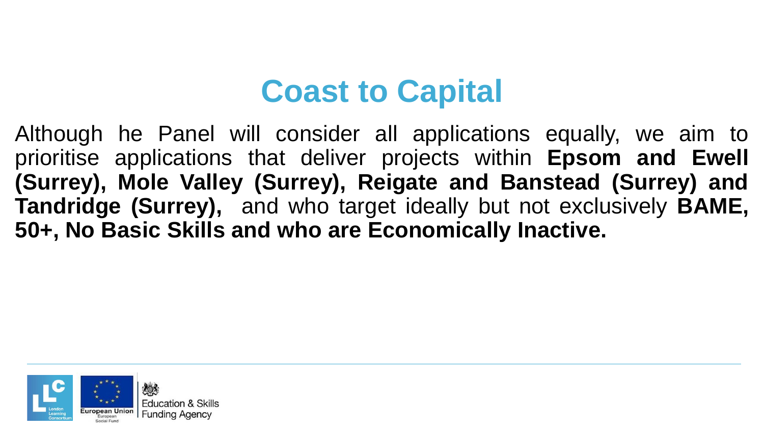# Coast to Capital

Although he Panel will consider all applications equally, we aim to prioritise applications that deliver projects within **Epsom and Ewell (Surrey), Mole Valley (Surrey), Reigate and Banstead (Surrey) and Tandridge (Surrey),** and who target ideally but not exclusively **BAME, 50+, No Basic Skills and who are Economically Inactive.**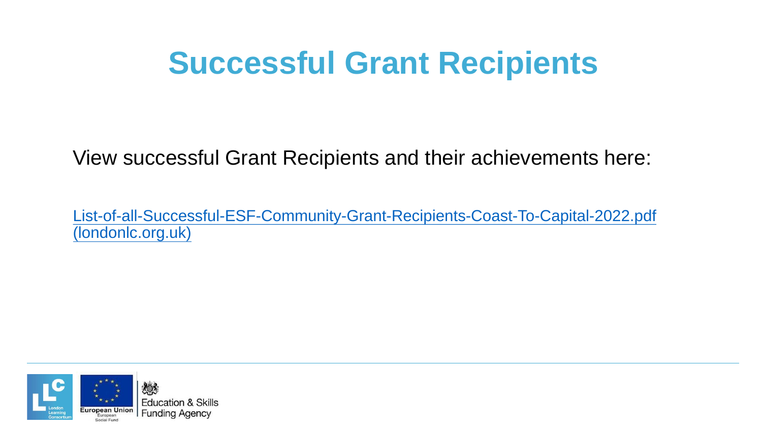# Successful Grant Recipients

View successful Grant Recipients and their achievements here:

List-of-all-Successful-ESF-Community-Grant-Recipients-Coast-To-Capital-2022.pdf (londonlc.org.uk)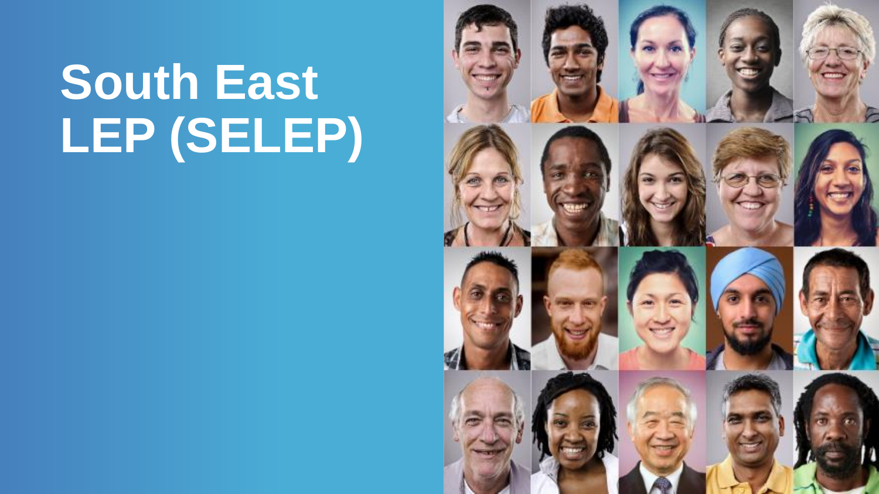# South East LEP (SELEP)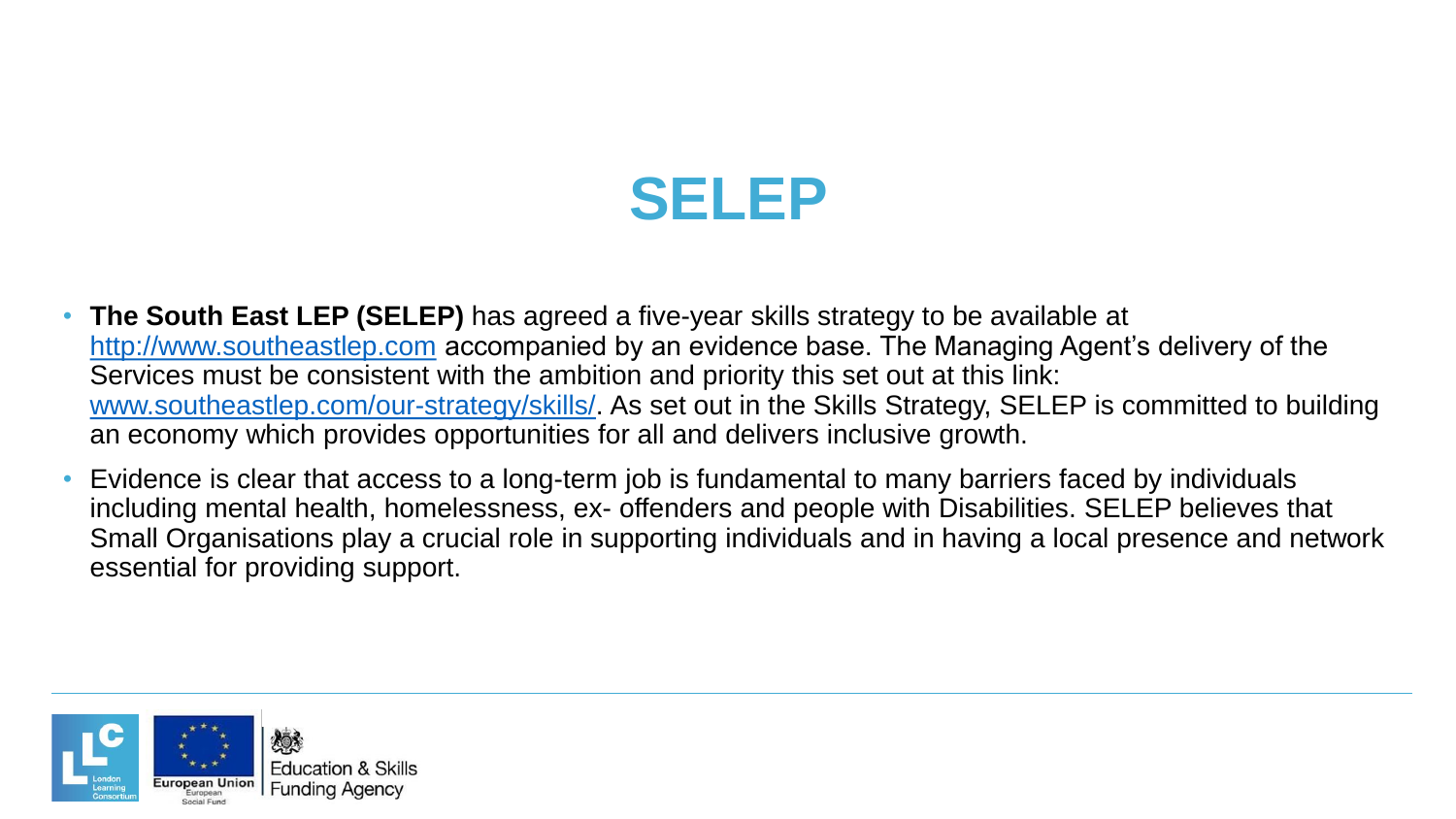# SELEP

- **The South East LEP (SELEP)** has agreed a five-year skills strategy to be available at http://www.southeastlep.com accompanied by an evidence base. The Managing Agent's delivery of the Services must be consistent with the ambition and priority this set out at this link: www.southeastlep.com/our-strategy/skills/. As set out in the Skills Strategy, SELEP is committed to building an economy which provides opportunities for all and delivers inclusive growth.
- Evidence is clear that access to a long-term job is fundamental to many barriers faced by individuals including mental health, homelessness, ex- offenders and people with Disabilities. SELEP believes that Small Organisations play a crucial role in supporting individuals and in having a local presence and network essential for providing support.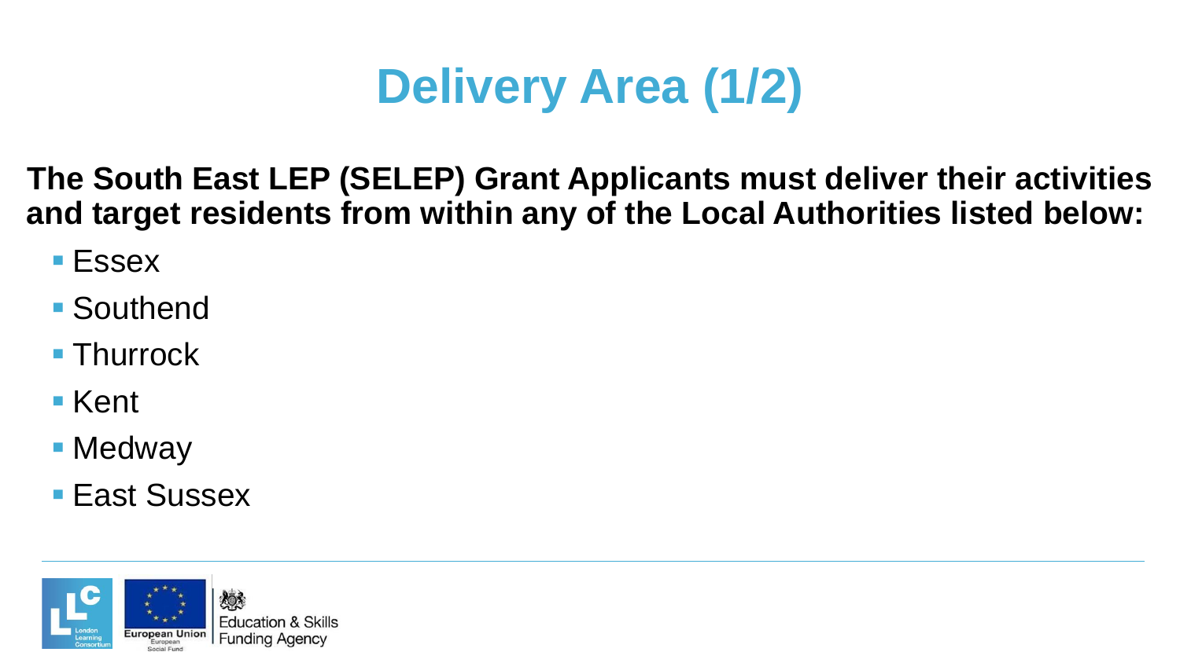# Delivery Area (1/2)

**The South East LEP (SELEP) Grant Applicants must deliver their activities and target residents from within any of the Local Authorities listed below:**

- Essex
- Southend
- Thurrock
- Kent
- Medway
- East Sussex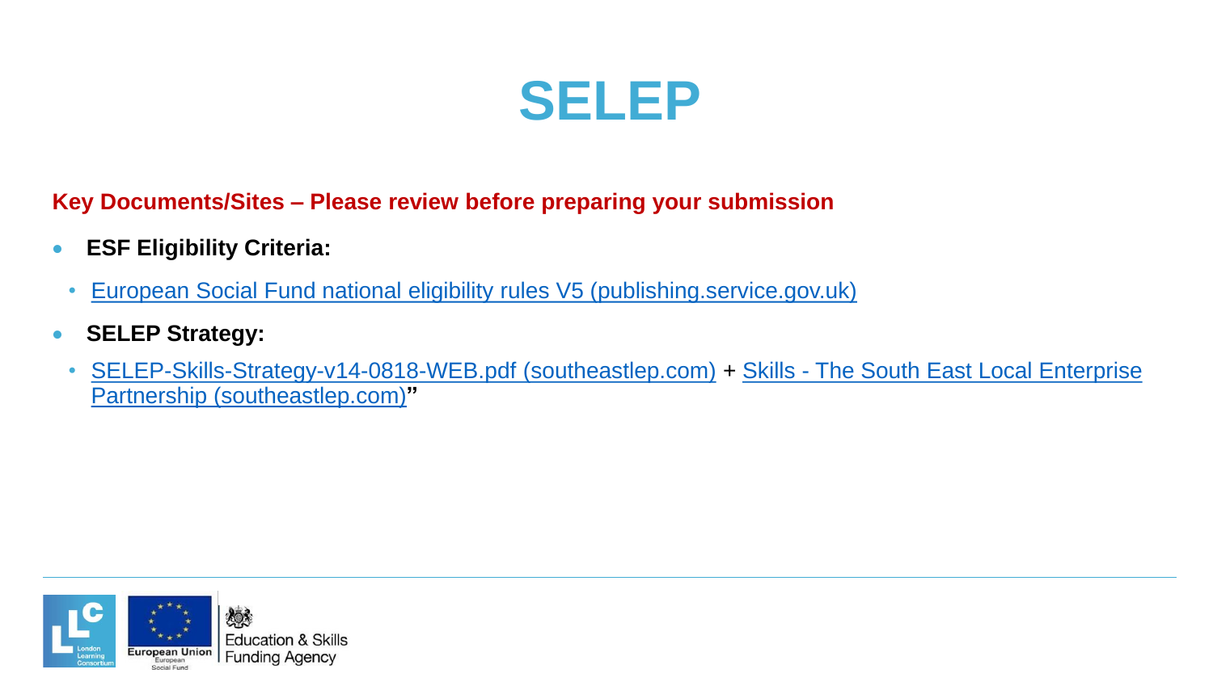# SELEP

**Key Documents/Sites – Please review before preparing your submission**

- **ESF Eligibility Criteria:**
  - European Social Fund national eligibility rules V5 (publishing.service.gov.uk)
- **SELEP Strategy:**
  - SELEP-Skills-Strategy-v14-0818-WEB.pdf (southeastlep.com) + Skills - The South East Local Enterprise Partnership (southeastlep.com)**"**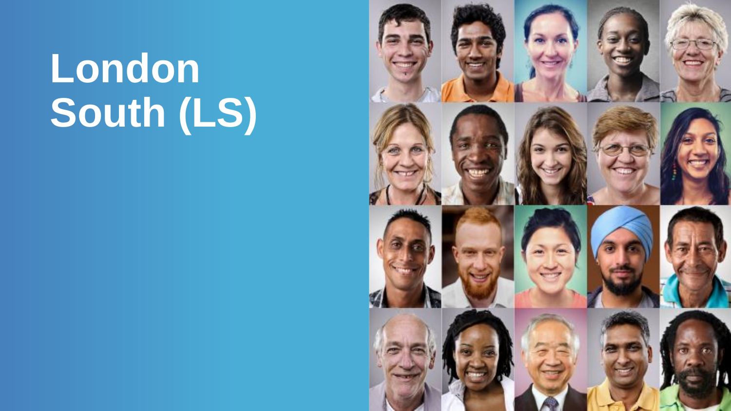# London South (LS)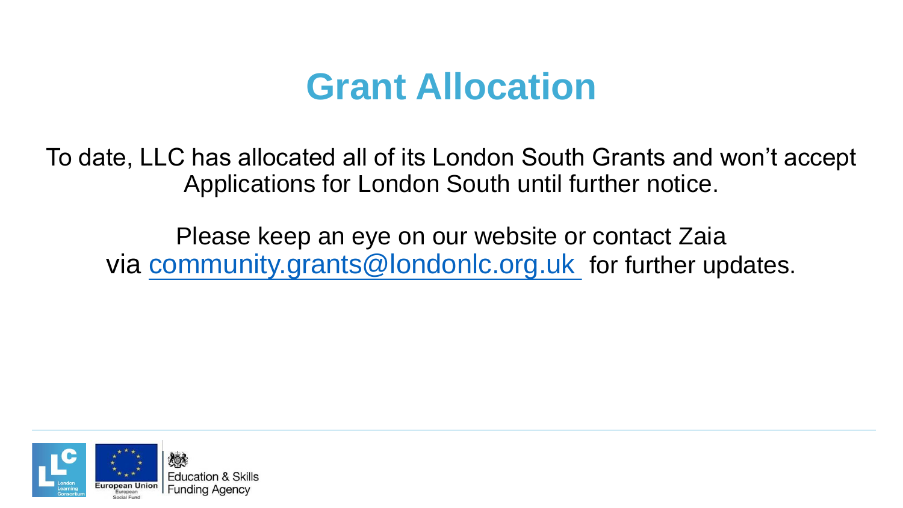# Grant Allocation

To date, LLC has allocated all of its London South Grants and won't accept Applications for London South until further notice.

Please keep an eye on our website or contact Zaia via community.grants@londonlc.org.uk for further updates.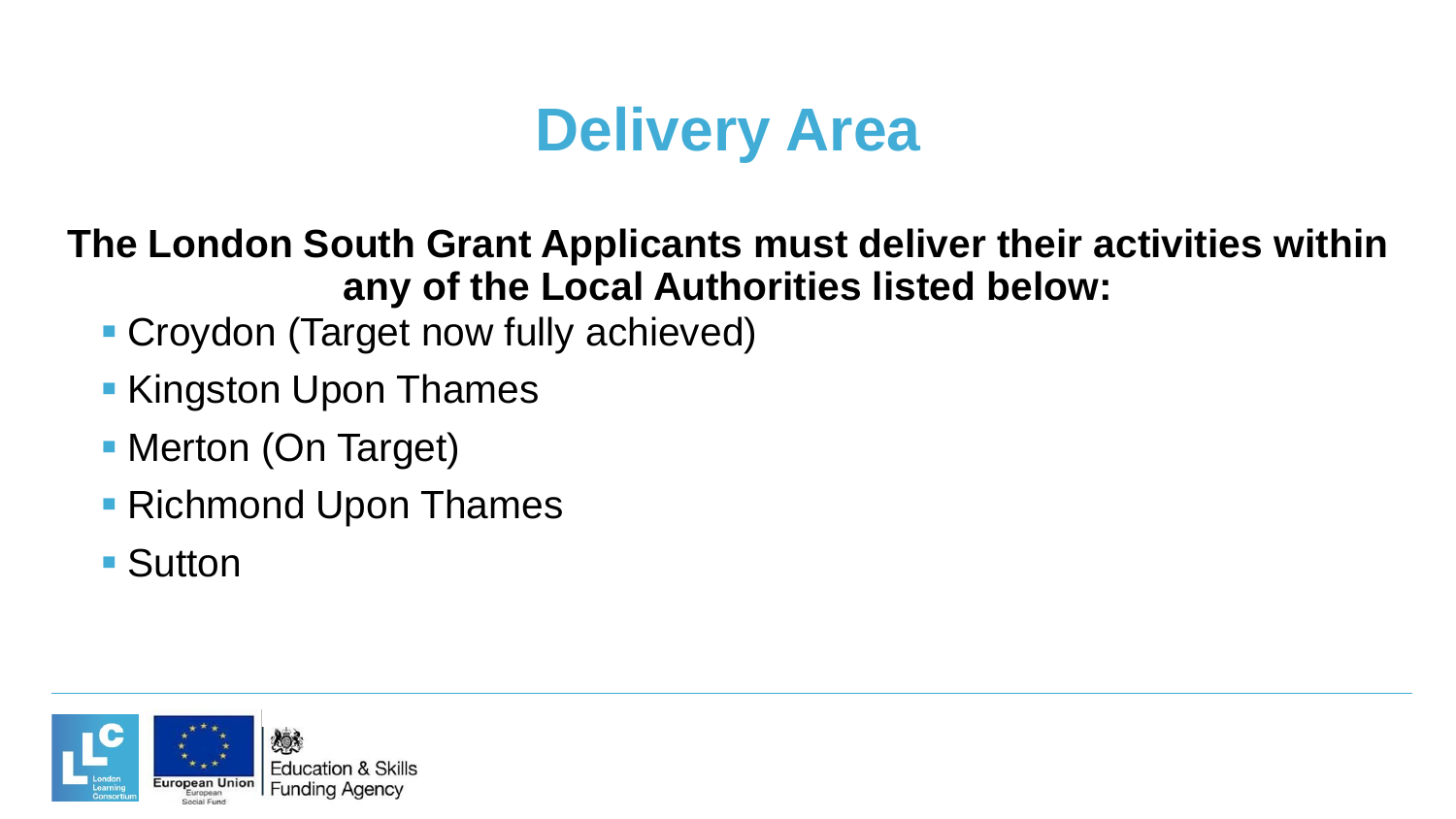# Delivery Area

**The London South Grant Applicants must deliver their activities within any of the Local Authorities listed below:**

- Croydon (Target now fully achieved)
- Kingston Upon Thames
- Merton (On Target)
- Richmond Upon Thames
- Sutton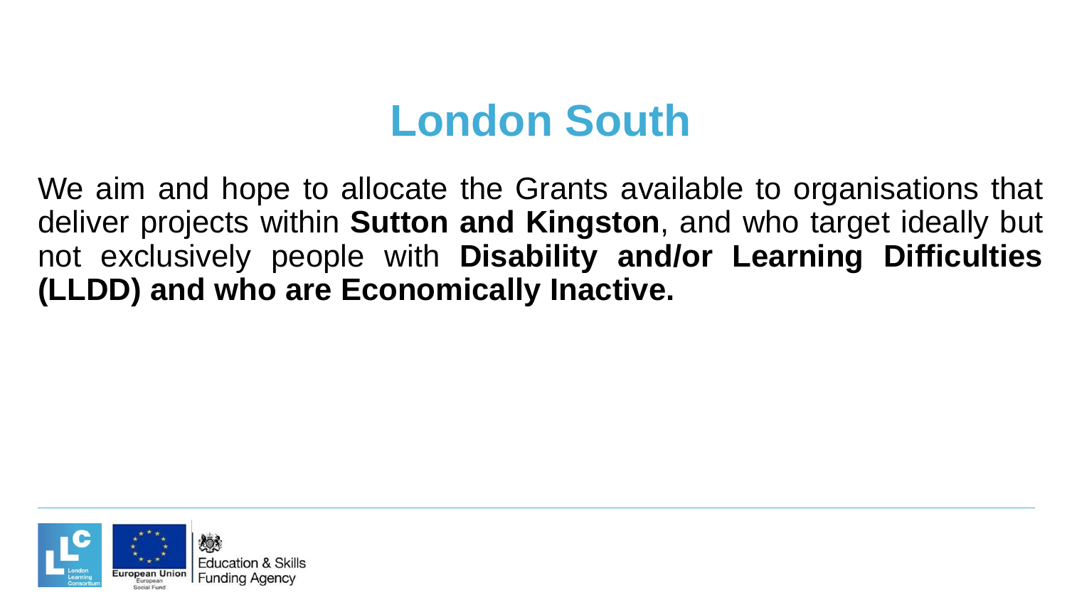# London South

We aim and hope to allocate the Grants available to organisations that deliver projects within **Sutton and Kingston**, and who target ideally but not exclusively people with **Disability and/or Learning Difficulties (LLDD) and who are Economically Inactive.**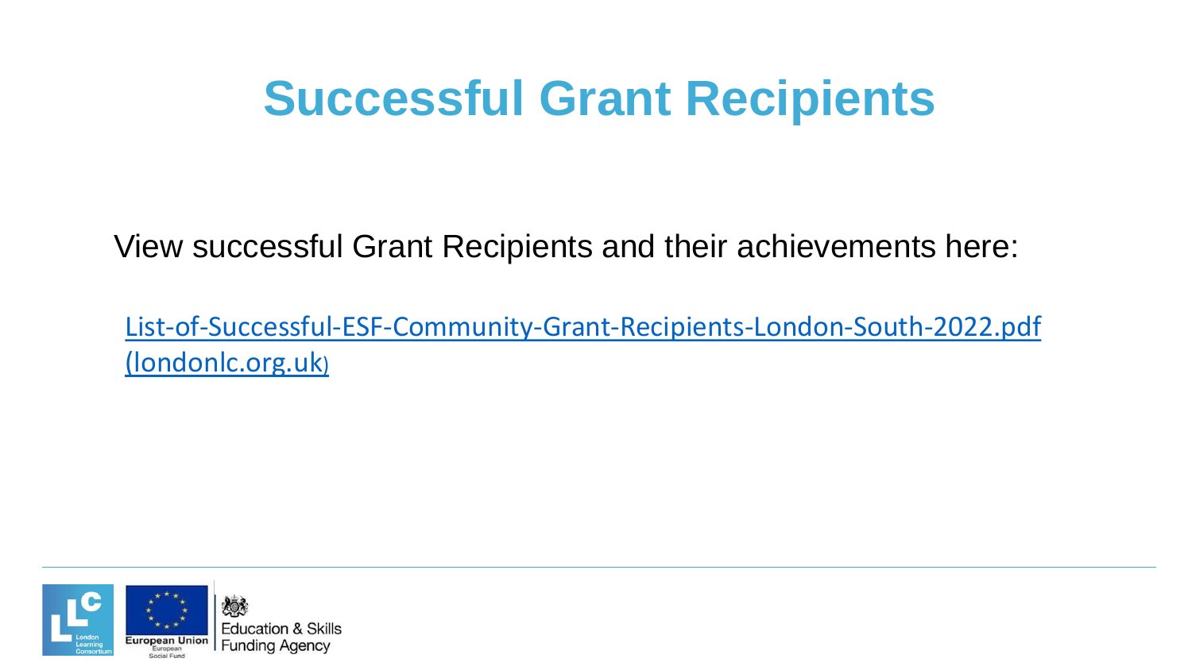# Successful Grant Recipients

View successful Grant Recipients and their achievements here:

List-of-Successful-ESF-Community-Grant-Recipients-London-South-2022.pdf (londonlc.org.uk)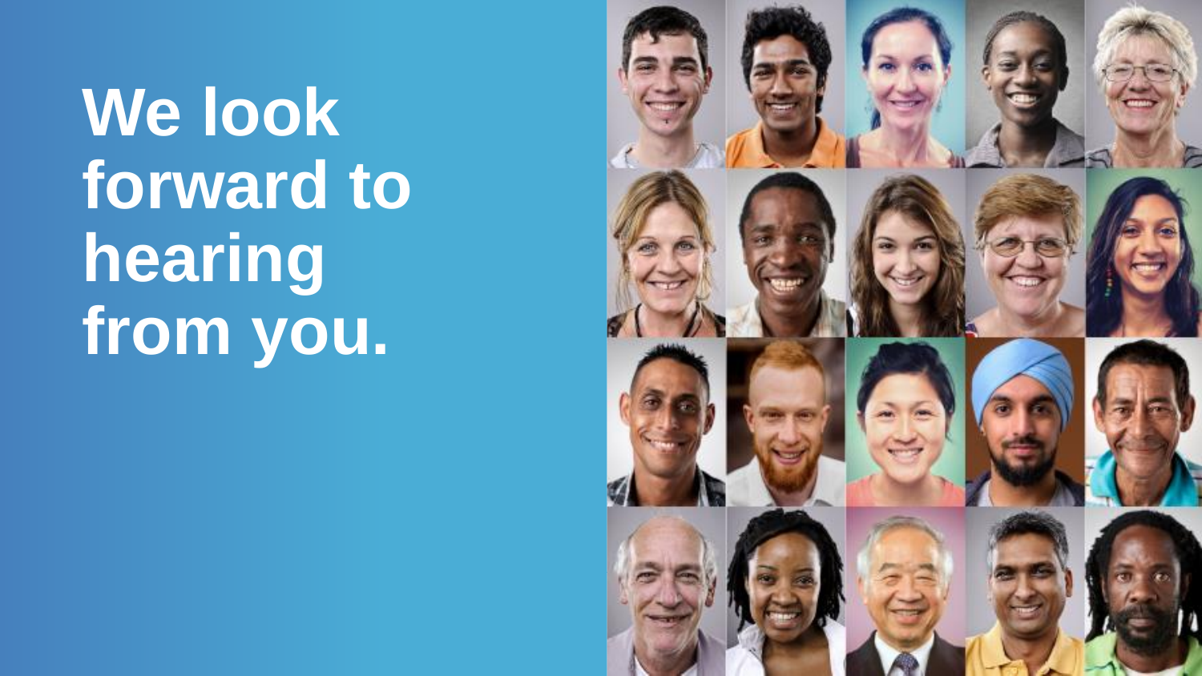# We look forward to hearing from you.